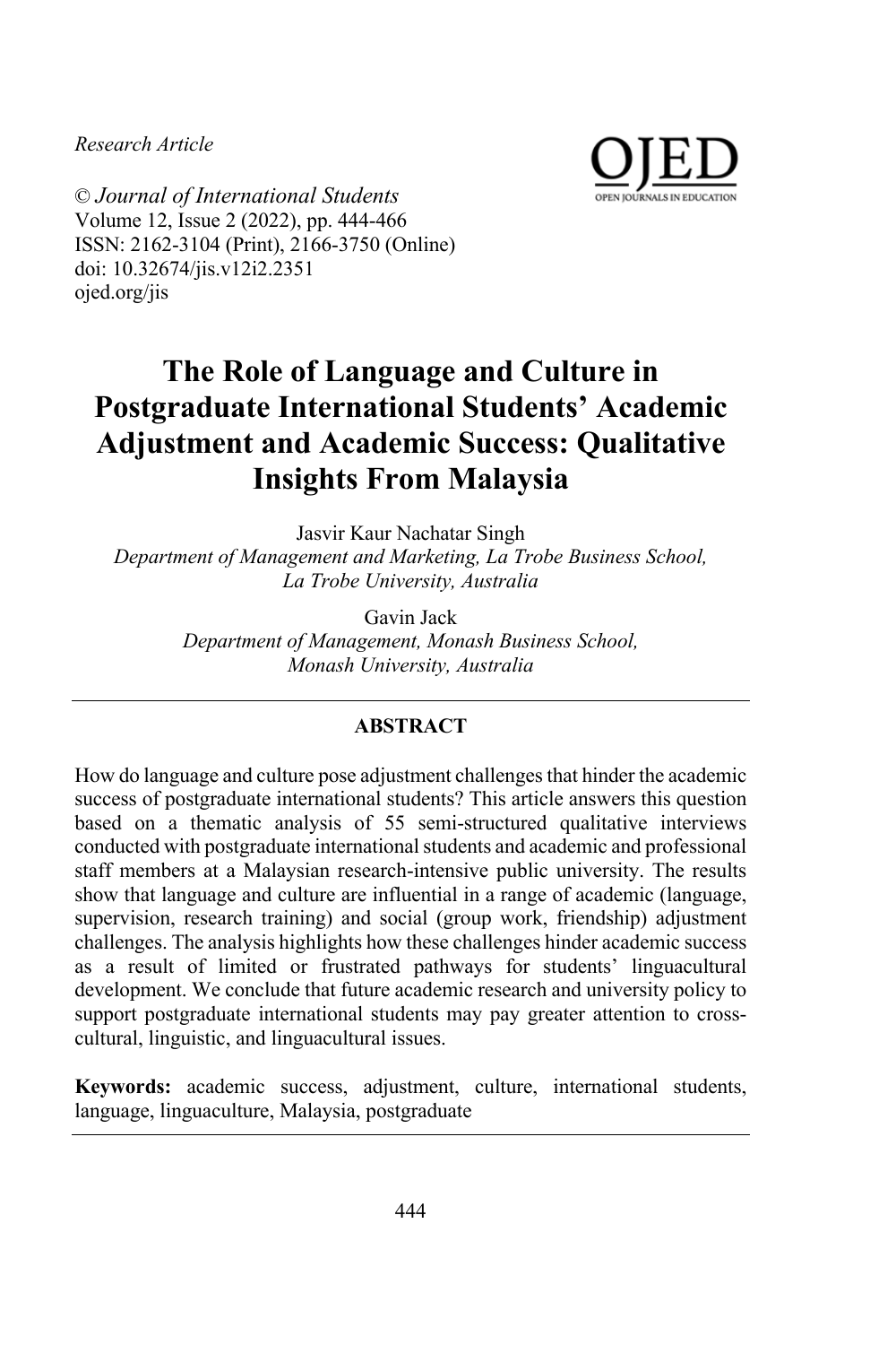*Research Article*

© *Journal of International Students*
Volume 12, Issue 2 (2022), pp. 444-466
ISSN: 2162-3104 (Print), 2166-3750 (Online)
doi: 10.32674/jis.v12i2.2351
ojed.org/jis

# The Role of Language and Culture in Postgraduate International Students' Academic Adjustment and Academic Success: Qualitative Insights From Malaysia

Jasvir Kaur Nachatar Singh
*Department of Management and Marketing, La Trobe Business School, La Trobe University, Australia*

Gavin Jack
*Department of Management, Monash Business School, Monash University, Australia*

## ABSTRACT

How do language and culture pose adjustment challenges that hinder the academic success of postgraduate international students? This article answers this question based on a thematic analysis of 55 semi-structured qualitative interviews conducted with postgraduate international students and academic and professional staff members at a Malaysian research-intensive public university. The results show that language and culture are influential in a range of academic (language, supervision, research training) and social (group work, friendship) adjustment challenges. The analysis highlights how these challenges hinder academic success as a result of limited or frustrated pathways for students' linguacultural development. We conclude that future academic research and university policy to support postgraduate international students may pay greater attention to cross-cultural, linguistic, and linguacultural issues.

**Keywords:** academic success, adjustment, culture, international students, language, linguaculture, Malaysia, postgraduate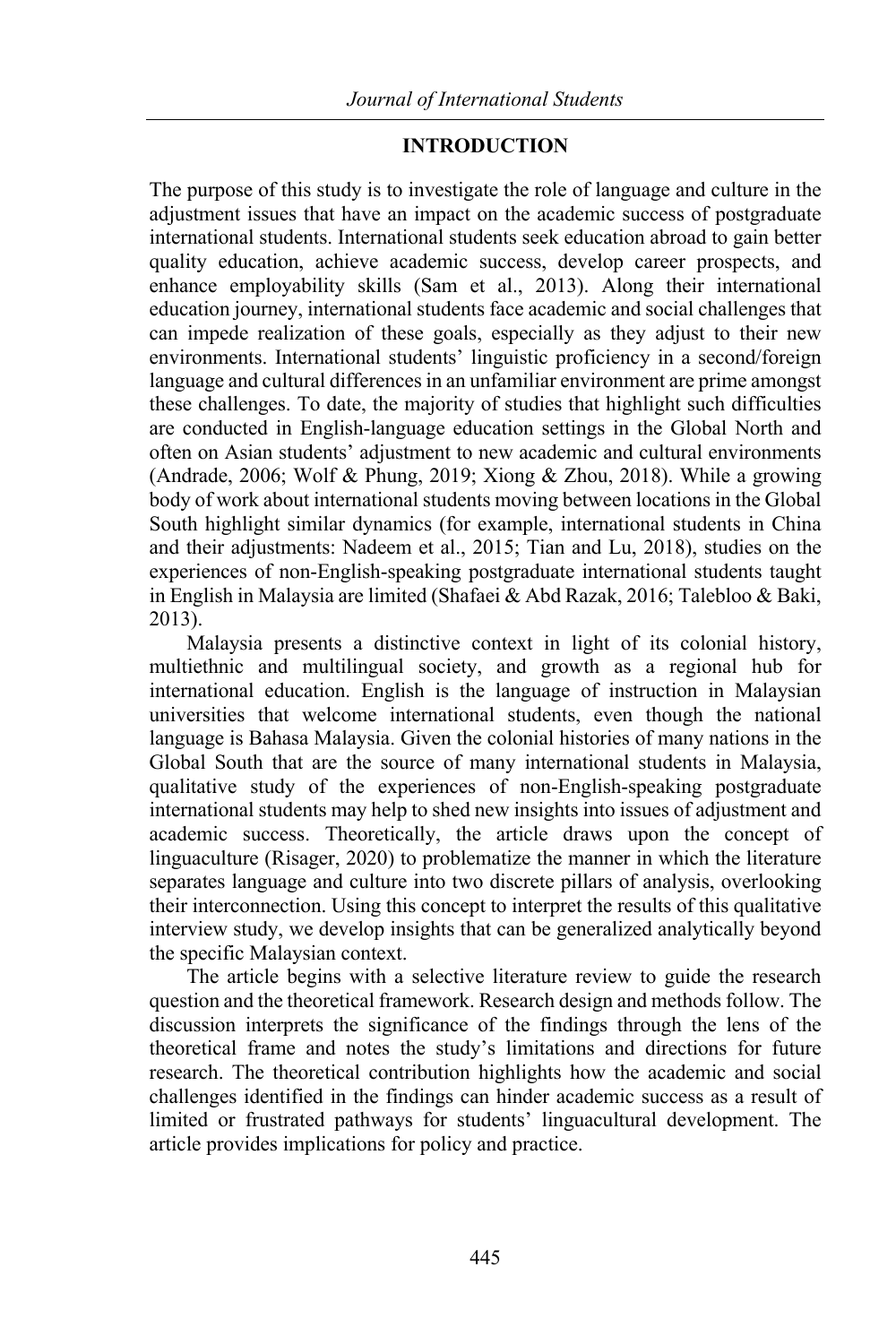## INTRODUCTION

The purpose of this study is to investigate the role of language and culture in the adjustment issues that have an impact on the academic success of postgraduate international students. International students seek education abroad to gain better quality education, achieve academic success, develop career prospects, and enhance employability skills (Sam et al., 2013). Along their international education journey, international students face academic and social challenges that can impede realization of these goals, especially as they adjust to their new environments. International students' linguistic proficiency in a second/foreign language and cultural differences in an unfamiliar environment are prime amongst these challenges. To date, the majority of studies that highlight such difficulties are conducted in English-language education settings in the Global North and often on Asian students' adjustment to new academic and cultural environments (Andrade, 2006; Wolf & Phung, 2019; Xiong & Zhou, 2018). While a growing body of work about international students moving between locations in the Global South highlight similar dynamics (for example, international students in China and their adjustments: Nadeem et al., 2015; Tian and Lu, 2018), studies on the experiences of non-English-speaking postgraduate international students taught in English in Malaysia are limited (Shafaei & Abd Razak, 2016; Talebloo & Baki, 2013).

Malaysia presents a distinctive context in light of its colonial history, multiethnic and multilingual society, and growth as a regional hub for international education. English is the language of instruction in Malaysian universities that welcome international students, even though the national language is Bahasa Malaysia. Given the colonial histories of many nations in the Global South that are the source of many international students in Malaysia, qualitative study of the experiences of non-English-speaking postgraduate international students may help to shed new insights into issues of adjustment and academic success. Theoretically, the article draws upon the concept of linguaculture (Risager, 2020) to problematize the manner in which the literature separates language and culture into two discrete pillars of analysis, overlooking their interconnection. Using this concept to interpret the results of this qualitative interview study, we develop insights that can be generalized analytically beyond the specific Malaysian context.

The article begins with a selective literature review to guide the research question and the theoretical framework. Research design and methods follow. The discussion interprets the significance of the findings through the lens of the theoretical frame and notes the study's limitations and directions for future research. The theoretical contribution highlights how the academic and social challenges identified in the findings can hinder academic success as a result of limited or frustrated pathways for students' linguacultural development. The article provides implications for policy and practice.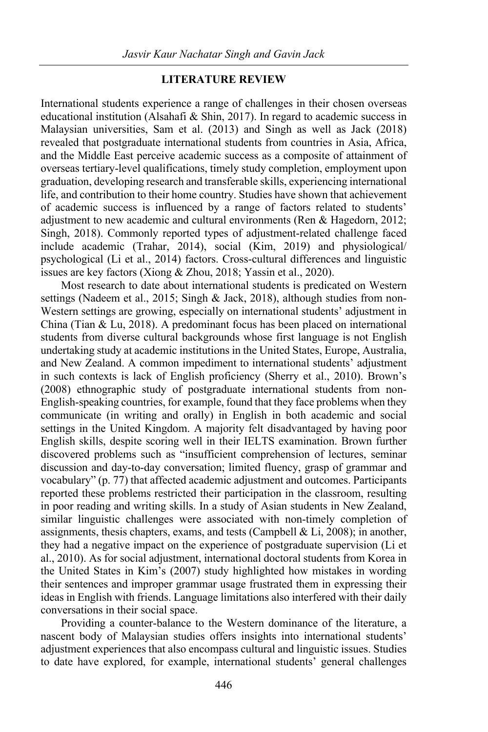## LITERATURE REVIEW

International students experience a range of challenges in their chosen overseas educational institution (Alsahafi & Shin, 2017). In regard to academic success in Malaysian universities, Sam et al. (2013) and Singh as well as Jack (2018) revealed that postgraduate international students from countries in Asia, Africa, and the Middle East perceive academic success as a composite of attainment of overseas tertiary-level qualifications, timely study completion, employment upon graduation, developing research and transferable skills, experiencing international life, and contribution to their home country. Studies have shown that achievement of academic success is influenced by a range of factors related to students' adjustment to new academic and cultural environments (Ren & Hagedorn, 2012; Singh, 2018). Commonly reported types of adjustment-related challenge faced include academic (Trahar, 2014), social (Kim, 2019) and physiological/ psychological (Li et al., 2014) factors. Cross-cultural differences and linguistic issues are key factors (Xiong & Zhou, 2018; Yassin et al., 2020).

Most research to date about international students is predicated on Western settings (Nadeem et al., 2015; Singh & Jack, 2018), although studies from non-Western settings are growing, especially on international students' adjustment in China (Tian & Lu, 2018). A predominant focus has been placed on international students from diverse cultural backgrounds whose first language is not English undertaking study at academic institutions in the United States, Europe, Australia, and New Zealand. A common impediment to international students' adjustment in such contexts is lack of English proficiency (Sherry et al., 2010). Brown's (2008) ethnographic study of postgraduate international students from non-English-speaking countries, for example, found that they face problems when they communicate (in writing and orally) in English in both academic and social settings in the United Kingdom. A majority felt disadvantaged by having poor English skills, despite scoring well in their IELTS examination. Brown further discovered problems such as "insufficient comprehension of lectures, seminar discussion and day-to-day conversation; limited fluency, grasp of grammar and vocabulary" (p. 77) that affected academic adjustment and outcomes. Participants reported these problems restricted their participation in the classroom, resulting in poor reading and writing skills. In a study of Asian students in New Zealand, similar linguistic challenges were associated with non-timely completion of assignments, thesis chapters, exams, and tests (Campbell & Li, 2008); in another, they had a negative impact on the experience of postgraduate supervision (Li et al., 2010). As for social adjustment, international doctoral students from Korea in the United States in Kim's (2007) study highlighted how mistakes in wording their sentences and improper grammar usage frustrated them in expressing their ideas in English with friends. Language limitations also interfered with their daily conversations in their social space.

Providing a counter-balance to the Western dominance of the literature, a nascent body of Malaysian studies offers insights into international students' adjustment experiences that also encompass cultural and linguistic issues. Studies to date have explored, for example, international students' general challenges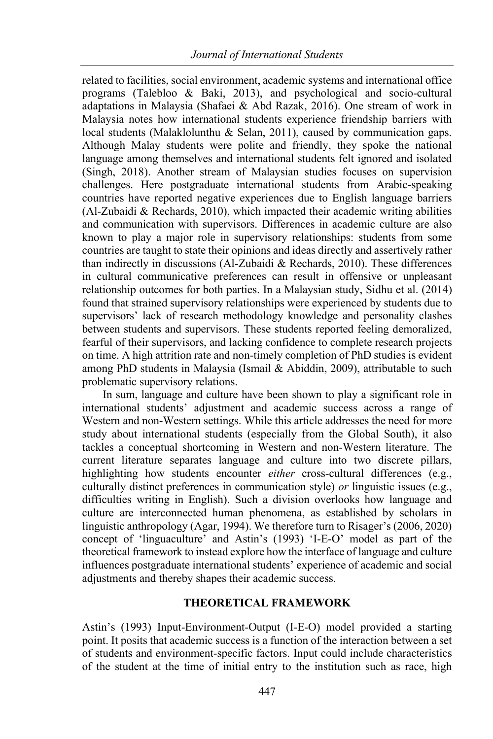related to facilities, social environment, academic systems and international office programs (Talebloo & Baki, 2013), and psychological and socio-cultural adaptations in Malaysia (Shafaei & Abd Razak, 2016). One stream of work in Malaysia notes how international students experience friendship barriers with local students (Malaklolunthu & Selan, 2011), caused by communication gaps. Although Malay students were polite and friendly, they spoke the national language among themselves and international students felt ignored and isolated (Singh, 2018). Another stream of Malaysian studies focuses on supervision challenges. Here postgraduate international students from Arabic-speaking countries have reported negative experiences due to English language barriers (Al-Zubaidi & Rechards, 2010), which impacted their academic writing abilities and communication with supervisors. Differences in academic culture are also known to play a major role in supervisory relationships: students from some countries are taught to state their opinions and ideas directly and assertively rather than indirectly in discussions (Al-Zubaidi & Rechards, 2010). These differences in cultural communicative preferences can result in offensive or unpleasant relationship outcomes for both parties. In a Malaysian study, Sidhu et al. (2014) found that strained supervisory relationships were experienced by students due to supervisors' lack of research methodology knowledge and personality clashes between students and supervisors. These students reported feeling demoralized, fearful of their supervisors, and lacking confidence to complete research projects on time. A high attrition rate and non-timely completion of PhD studies is evident among PhD students in Malaysia (Ismail & Abiddin, 2009), attributable to such problematic supervisory relations.

In sum, language and culture have been shown to play a significant role in international students' adjustment and academic success across a range of Western and non-Western settings. While this article addresses the need for more study about international students (especially from the Global South), it also tackles a conceptual shortcoming in Western and non-Western literature. The current literature separates language and culture into two discrete pillars, highlighting how students encounter *either* cross-cultural differences (e.g., culturally distinct preferences in communication style) *or* linguistic issues (e.g., difficulties writing in English). Such a division overlooks how language and culture are interconnected human phenomena, as established by scholars in linguistic anthropology (Agar, 1994). We therefore turn to Risager's (2006, 2020) concept of 'linguaculture' and Astin's (1993) 'I-E-O' model as part of the theoretical framework to instead explore how the interface of language and culture influences postgraduate international students' experience of academic and social adjustments and thereby shapes their academic success.

## THEORETICAL FRAMEWORK

Astin's (1993) Input-Environment-Output (I-E-O) model provided a starting point. It posits that academic success is a function of the interaction between a set of students and environment-specific factors. Input could include characteristics of the student at the time of initial entry to the institution such as race, high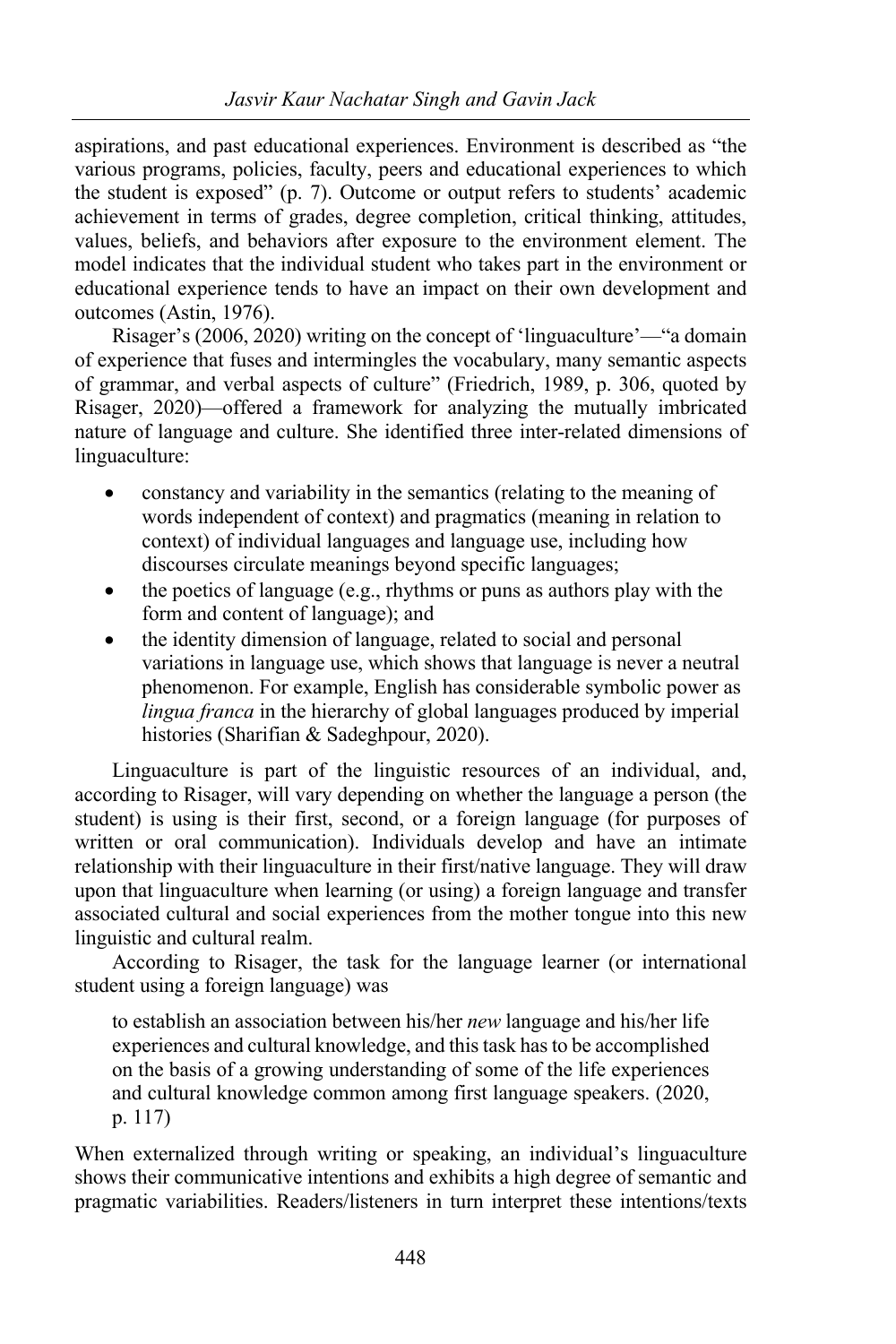aspirations, and past educational experiences. Environment is described as "the various programs, policies, faculty, peers and educational experiences to which the student is exposed" (p. 7). Outcome or output refers to students' academic achievement in terms of grades, degree completion, critical thinking, attitudes, values, beliefs, and behaviors after exposure to the environment element. The model indicates that the individual student who takes part in the environment or educational experience tends to have an impact on their own development and outcomes (Astin, 1976).

Risager's (2006, 2020) writing on the concept of 'linguaculture'—"a domain of experience that fuses and intermingles the vocabulary, many semantic aspects of grammar, and verbal aspects of culture" (Friedrich, 1989, p. 306, quoted by Risager, 2020)—offered a framework for analyzing the mutually imbricated nature of language and culture. She identified three inter-related dimensions of linguaculture:

- constancy and variability in the semantics (relating to the meaning of words independent of context) and pragmatics (meaning in relation to context) of individual languages and language use, including how discourses circulate meanings beyond specific languages;
- the poetics of language (e.g., rhythms or puns as authors play with the form and content of language); and
- the identity dimension of language, related to social and personal variations in language use, which shows that language is never a neutral phenomenon. For example, English has considerable symbolic power as *lingua franca* in the hierarchy of global languages produced by imperial histories (Sharifian & Sadeghpour, 2020).

Linguaculture is part of the linguistic resources of an individual, and, according to Risager, will vary depending on whether the language a person (the student) is using is their first, second, or a foreign language (for purposes of written or oral communication). Individuals develop and have an intimate relationship with their linguaculture in their first/native language. They will draw upon that linguaculture when learning (or using) a foreign language and transfer associated cultural and social experiences from the mother tongue into this new linguistic and cultural realm.

According to Risager, the task for the language learner (or international student using a foreign language) was

> to establish an association between his/her *new* language and his/her life experiences and cultural knowledge, and this task has to be accomplished on the basis of a growing understanding of some of the life experiences and cultural knowledge common among first language speakers. (2020, p. 117)

When externalized through writing or speaking, an individual's linguaculture shows their communicative intentions and exhibits a high degree of semantic and pragmatic variabilities. Readers/listeners in turn interpret these intentions/texts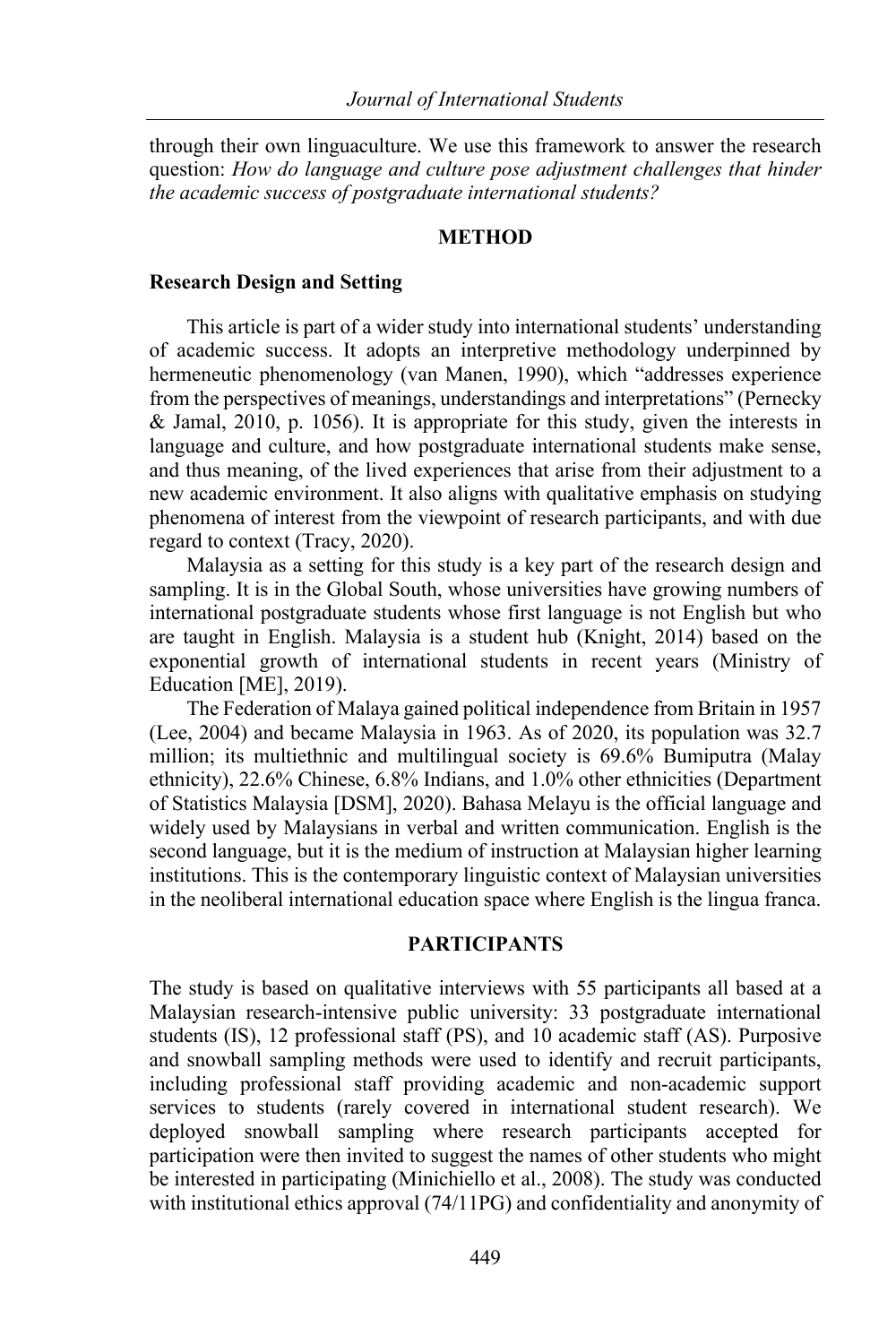through their own linguaculture. We use this framework to answer the research question: *How do language and culture pose adjustment challenges that hinder the academic success of postgraduate international students?*

## METHOD

### Research Design and Setting

This article is part of a wider study into international students' understanding of academic success. It adopts an interpretive methodology underpinned by hermeneutic phenomenology (van Manen, 1990), which "addresses experience from the perspectives of meanings, understandings and interpretations" (Pernecky & Jamal, 2010, p. 1056). It is appropriate for this study, given the interests in language and culture, and how postgraduate international students make sense, and thus meaning, of the lived experiences that arise from their adjustment to a new academic environment. It also aligns with qualitative emphasis on studying phenomena of interest from the viewpoint of research participants, and with due regard to context (Tracy, 2020).

Malaysia as a setting for this study is a key part of the research design and sampling. It is in the Global South, whose universities have growing numbers of international postgraduate students whose first language is not English but who are taught in English. Malaysia is a student hub (Knight, 2014) based on the exponential growth of international students in recent years (Ministry of Education [ME], 2019).

The Federation of Malaya gained political independence from Britain in 1957 (Lee, 2004) and became Malaysia in 1963. As of 2020, its population was 32.7 million; its multiethnic and multilingual society is 69.6% Bumiputra (Malay ethnicity), 22.6% Chinese, 6.8% Indians, and 1.0% other ethnicities (Department of Statistics Malaysia [DSM], 2020). Bahasa Melayu is the official language and widely used by Malaysians in verbal and written communication. English is the second language, but it is the medium of instruction at Malaysian higher learning institutions. This is the contemporary linguistic context of Malaysian universities in the neoliberal international education space where English is the lingua franca.

## PARTICIPANTS

The study is based on qualitative interviews with 55 participants all based at a Malaysian research-intensive public university: 33 postgraduate international students (IS), 12 professional staff (PS), and 10 academic staff (AS). Purposive and snowball sampling methods were used to identify and recruit participants, including professional staff providing academic and non-academic support services to students (rarely covered in international student research). We deployed snowball sampling where research participants accepted for participation were then invited to suggest the names of other students who might be interested in participating (Minichiello et al., 2008). The study was conducted with institutional ethics approval (74/11PG) and confidentiality and anonymity of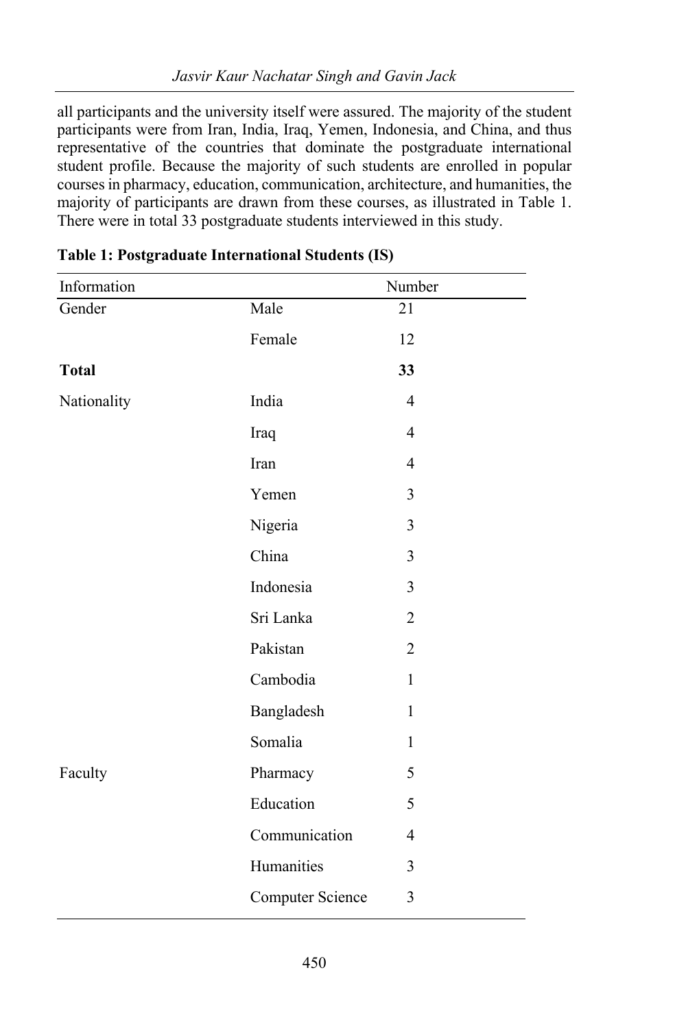all participants and the university itself were assured. The majority of the student participants were from Iran, India, Iraq, Yemen, Indonesia, and China, and thus representative of the countries that dominate the postgraduate international student profile. Because the majority of such students are enrolled in popular courses in pharmacy, education, communication, architecture, and humanities, the majority of participants are drawn from these courses, as illustrated in Table 1. There were in total 33 postgraduate students interviewed in this study.

**Table 1: Postgraduate International Students (IS)**

| Information | | Number |
|---|---|---|
| Gender | Male | 21 |
| | Female | 12 |
| **Total** | | **33** |
| Nationality | India | 4 |
| | Iraq | 4 |
| | Iran | 4 |
| | Yemen | 3 |
| | Nigeria | 3 |
| | China | 3 |
| | Indonesia | 3 |
| | Sri Lanka | 2 |
| | Pakistan | 2 |
| | Cambodia | 1 |
| | Bangladesh | 1 |
| | Somalia | 1 |
| Faculty | Pharmacy | 5 |
| | Education | 5 |
| | Communication | 4 |
| | Humanities | 3 |
| | Computer Science | 3 |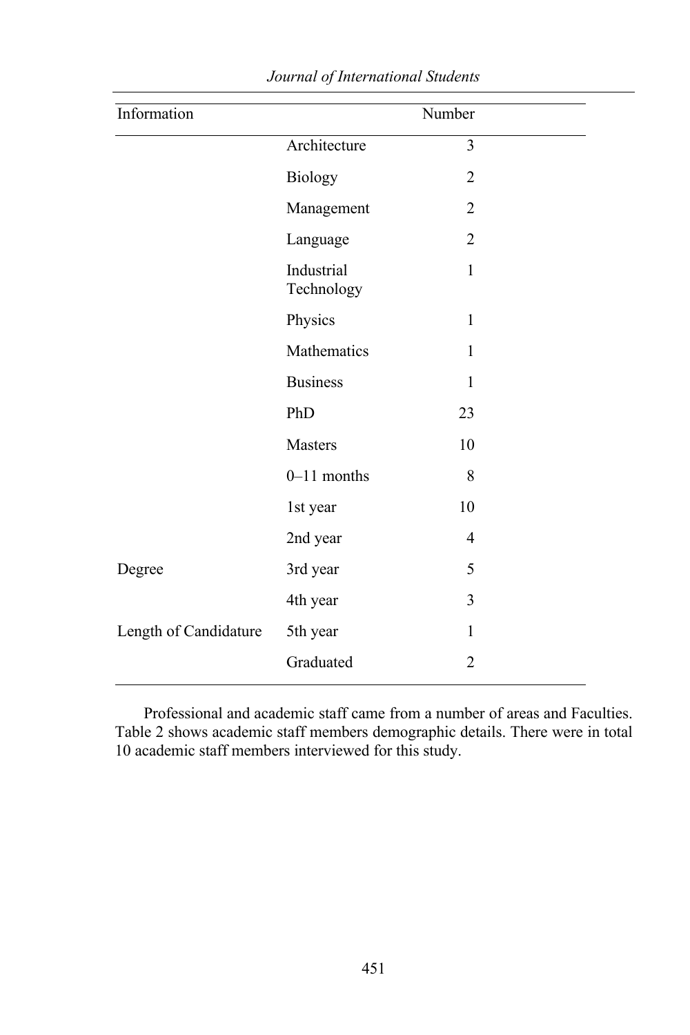| Information | | Number |
|---|---|---|
| | Architecture | 3 |
| | Biology | 2 |
| | Management | 2 |
| | Language | 2 |
| | Industrial Technology | 1 |
| | Physics | 1 |
| | Mathematics | 1 |
| | Business | 1 |
| | PhD | 23 |
| | Masters | 10 |
| | 0–11 months | 8 |
| | 1st year | 10 |
| | 2nd year | 4 |
| Degree | 3rd year | 5 |
| | 4th year | 3 |
| Length of Candidature | 5th year | 1 |
| | Graduated | 2 |

Professional and academic staff came from a number of areas and Faculties. Table 2 shows academic staff members demographic details. There were in total 10 academic staff members interviewed for this study.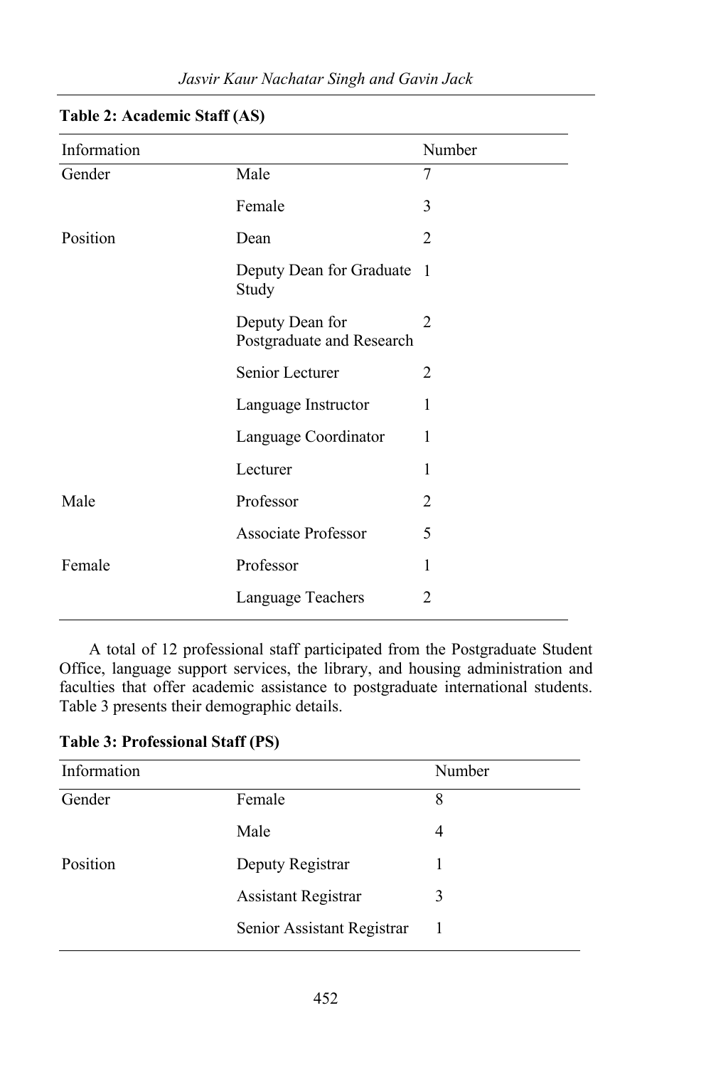**Table 2: Academic Staff (AS)**

| Information | | Number |
|---|---|---|
| Gender | Male | 7 |
| | Female | 3 |
| Position | Dean | 2 |
| | Deputy Dean for Graduate Study | 1 |
| | Deputy Dean for Postgraduate and Research | 2 |
| | Senior Lecturer | 2 |
| | Language Instructor | 1 |
| | Language Coordinator | 1 |
| | Lecturer | 1 |
| Male | Professor | 2 |
| | Associate Professor | 5 |
| Female | Professor | 1 |
| | Language Teachers | 2 |

A total of 12 professional staff participated from the Postgraduate Student Office, language support services, the library, and housing administration and faculties that offer academic assistance to postgraduate international students. Table 3 presents their demographic details.

**Table 3: Professional Staff (PS)**

| Information | | Number |
|---|---|---|
| Gender | Female | 8 |
| | Male | 4 |
| Position | Deputy Registrar | 1 |
| | Assistant Registrar | 3 |
| | Senior Assistant Registrar | 1 |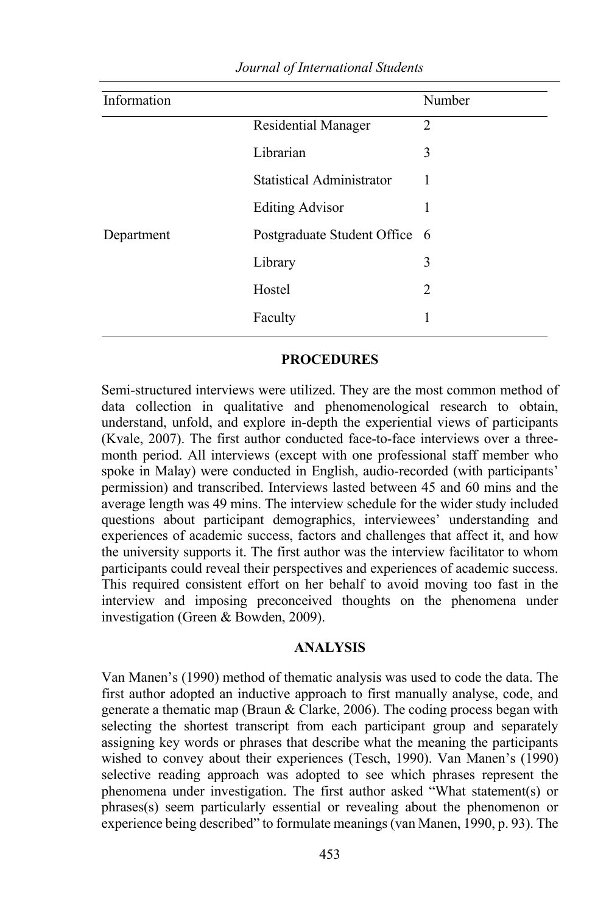| Information | | Number |
| --- | --- | --- |
| | Residential Manager | 2 |
| | Librarian | 3 |
| | Statistical Administrator | 1 |
| | Editing Advisor | 1 |
| Department | Postgraduate Student Office | 6 |
| | Library | 3 |
| | Hostel | 2 |
| | Faculty | 1 |

## PROCEDURES

Semi-structured interviews were utilized. They are the most common method of data collection in qualitative and phenomenological research to obtain, understand, unfold, and explore in-depth the experiential views of participants (Kvale, 2007). The first author conducted face-to-face interviews over a three-month period. All interviews (except with one professional staff member who spoke in Malay) were conducted in English, audio-recorded (with participants' permission) and transcribed. Interviews lasted between 45 and 60 mins and the average length was 49 mins. The interview schedule for the wider study included questions about participant demographics, interviewees' understanding and experiences of academic success, factors and challenges that affect it, and how the university supports it. The first author was the interview facilitator to whom participants could reveal their perspectives and experiences of academic success. This required consistent effort on her behalf to avoid moving too fast in the interview and imposing preconceived thoughts on the phenomena under investigation (Green & Bowden, 2009).

## ANALYSIS

Van Manen's (1990) method of thematic analysis was used to code the data. The first author adopted an inductive approach to first manually analyse, code, and generate a thematic map (Braun & Clarke, 2006). The coding process began with selecting the shortest transcript from each participant group and separately assigning key words or phrases that describe what the meaning the participants wished to convey about their experiences (Tesch, 1990). Van Manen's (1990) selective reading approach was adopted to see which phrases represent the phenomena under investigation. The first author asked "What statement(s) or phrases(s) seem particularly essential or revealing about the phenomenon or experience being described" to formulate meanings (van Manen, 1990, p. 93). The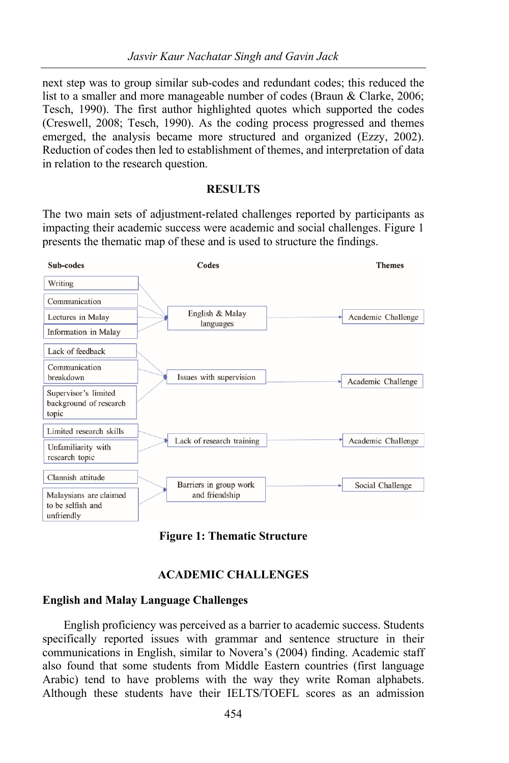next step was to group similar sub-codes and redundant codes; this reduced the list to a smaller and more manageable number of codes (Braun & Clarke, 2006; Tesch, 1990). The first author highlighted quotes which supported the codes (Creswell, 2008; Tesch, 1990). As the coding process progressed and themes emerged, the analysis became more structured and organized (Ezzy, 2002). Reduction of codes then led to establishment of themes, and interpretation of data in relation to the research question.

## RESULTS

The two main sets of adjustment-related challenges reported by participants as impacting their academic success were academic and social challenges. Figure 1 presents the thematic map of these and is used to structure the findings.

| Sub-codes | Codes | Themes |
|---|---|---|
| Writing; Communication; Lectures in Malay; Information in Malay | English & Malay languages | Academic Challenge |
| Lack of feedback; Communication breakdown; Supervisor's limited background of research topic | Issues with supervision | Academic Challenge |
| Limited research skills; Unfamiliarity with research topic | Lack of research training | Academic Challenge |
| Clannish attitude; Malaysians are claimed to be selfish and unfriendly | Barriers in group work and friendship | Social Challenge |

**Figure 1: Thematic Structure**

## ACADEMIC CHALLENGES

### English and Malay Language Challenges

English proficiency was perceived as a barrier to academic success. Students specifically reported issues with grammar and sentence structure in their communications in English, similar to Novera's (2004) finding. Academic staff also found that some students from Middle Eastern countries (first language Arabic) tend to have problems with the way they write Roman alphabets. Although these students have their IELTS/TOEFL scores as an admission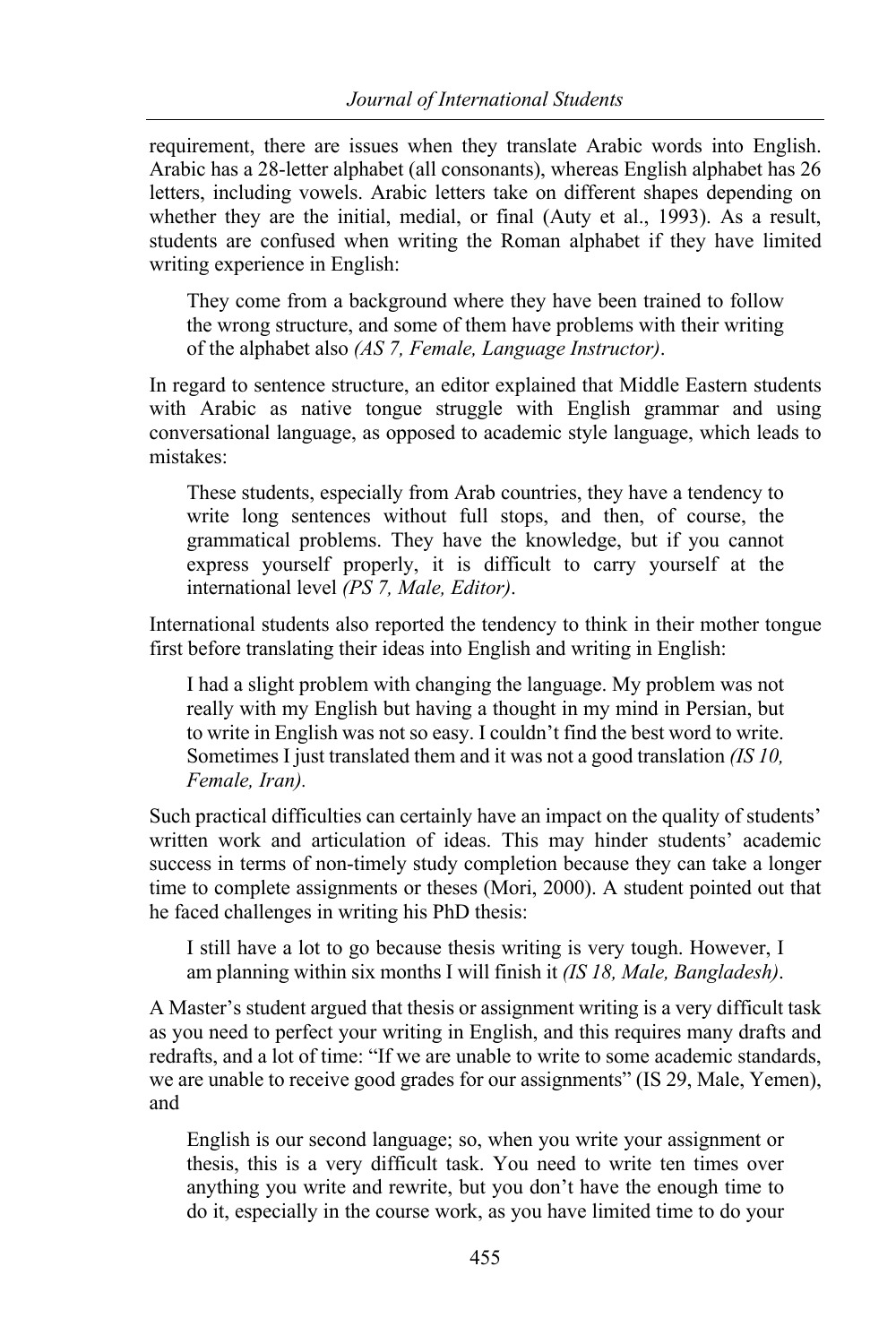requirement, there are issues when they translate Arabic words into English. Arabic has a 28-letter alphabet (all consonants), whereas English alphabet has 26 letters, including vowels. Arabic letters take on different shapes depending on whether they are the initial, medial, or final (Auty et al., 1993). As a result, students are confused when writing the Roman alphabet if they have limited writing experience in English:

> They come from a background where they have been trained to follow the wrong structure, and some of them have problems with their writing of the alphabet also *(AS 7, Female, Language Instructor)*.

In regard to sentence structure, an editor explained that Middle Eastern students with Arabic as native tongue struggle with English grammar and using conversational language, as opposed to academic style language, which leads to mistakes:

> These students, especially from Arab countries, they have a tendency to write long sentences without full stops, and then, of course, the grammatical problems. They have the knowledge, but if you cannot express yourself properly, it is difficult to carry yourself at the international level *(PS 7, Male, Editor)*.

International students also reported the tendency to think in their mother tongue first before translating their ideas into English and writing in English:

> I had a slight problem with changing the language. My problem was not really with my English but having a thought in my mind in Persian, but to write in English was not so easy. I couldn't find the best word to write. Sometimes I just translated them and it was not a good translation *(IS 10, Female, Iran).*

Such practical difficulties can certainly have an impact on the quality of students' written work and articulation of ideas. This may hinder students' academic success in terms of non-timely study completion because they can take a longer time to complete assignments or theses (Mori, 2000). A student pointed out that he faced challenges in writing his PhD thesis:

> I still have a lot to go because thesis writing is very tough. However, I am planning within six months I will finish it *(IS 18, Male, Bangladesh)*.

A Master's student argued that thesis or assignment writing is a very difficult task as you need to perfect your writing in English, and this requires many drafts and redrafts, and a lot of time: "If we are unable to write to some academic standards, we are unable to receive good grades for our assignments" (IS 29, Male, Yemen), and

> English is our second language; so, when you write your assignment or thesis, this is a very difficult task. You need to write ten times over anything you write and rewrite, but you don't have the enough time to do it, especially in the course work, as you have limited time to do your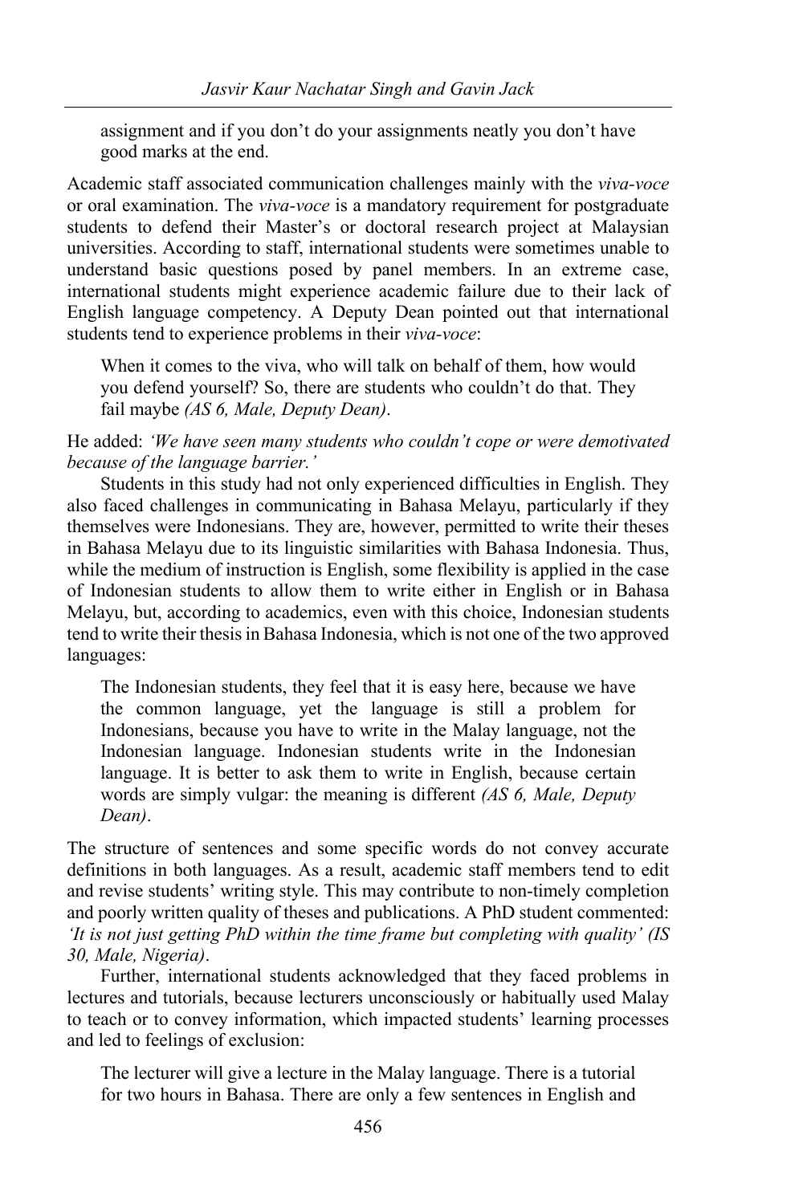> assignment and if you don't do your assignments neatly you don't have good marks at the end.

Academic staff associated communication challenges mainly with the *viva-voce* or oral examination. The *viva-voce* is a mandatory requirement for postgraduate students to defend their Master's or doctoral research project at Malaysian universities. According to staff, international students were sometimes unable to understand basic questions posed by panel members. In an extreme case, international students might experience academic failure due to their lack of English language competency. A Deputy Dean pointed out that international students tend to experience problems in their *viva-voce*:

> When it comes to the viva, who will talk on behalf of them, how would you defend yourself? So, there are students who couldn't do that. They fail maybe *(AS 6, Male, Deputy Dean)*.

He added: *'We have seen many students who couldn't cope or were demotivated because of the language barrier.'*

Students in this study had not only experienced difficulties in English. They also faced challenges in communicating in Bahasa Melayu, particularly if they themselves were Indonesians. They are, however, permitted to write their theses in Bahasa Melayu due to its linguistic similarities with Bahasa Indonesia. Thus, while the medium of instruction is English, some flexibility is applied in the case of Indonesian students to allow them to write either in English or in Bahasa Melayu, but, according to academics, even with this choice, Indonesian students tend to write their thesis in Bahasa Indonesia, which is not one of the two approved languages:

> The Indonesian students, they feel that it is easy here, because we have the common language, yet the language is still a problem for Indonesians, because you have to write in the Malay language, not the Indonesian language. Indonesian students write in the Indonesian language. It is better to ask them to write in English, because certain words are simply vulgar: the meaning is different *(AS 6, Male, Deputy Dean)*.

The structure of sentences and some specific words do not convey accurate definitions in both languages. As a result, academic staff members tend to edit and revise students' writing style. This may contribute to non-timely completion and poorly written quality of theses and publications. A PhD student commented: *'It is not just getting PhD within the time frame but completing with quality' (IS 30, Male, Nigeria)*.

Further, international students acknowledged that they faced problems in lectures and tutorials, because lecturers unconsciously or habitually used Malay to teach or to convey information, which impacted students' learning processes and led to feelings of exclusion:

> The lecturer will give a lecture in the Malay language. There is a tutorial for two hours in Bahasa. There are only a few sentences in English and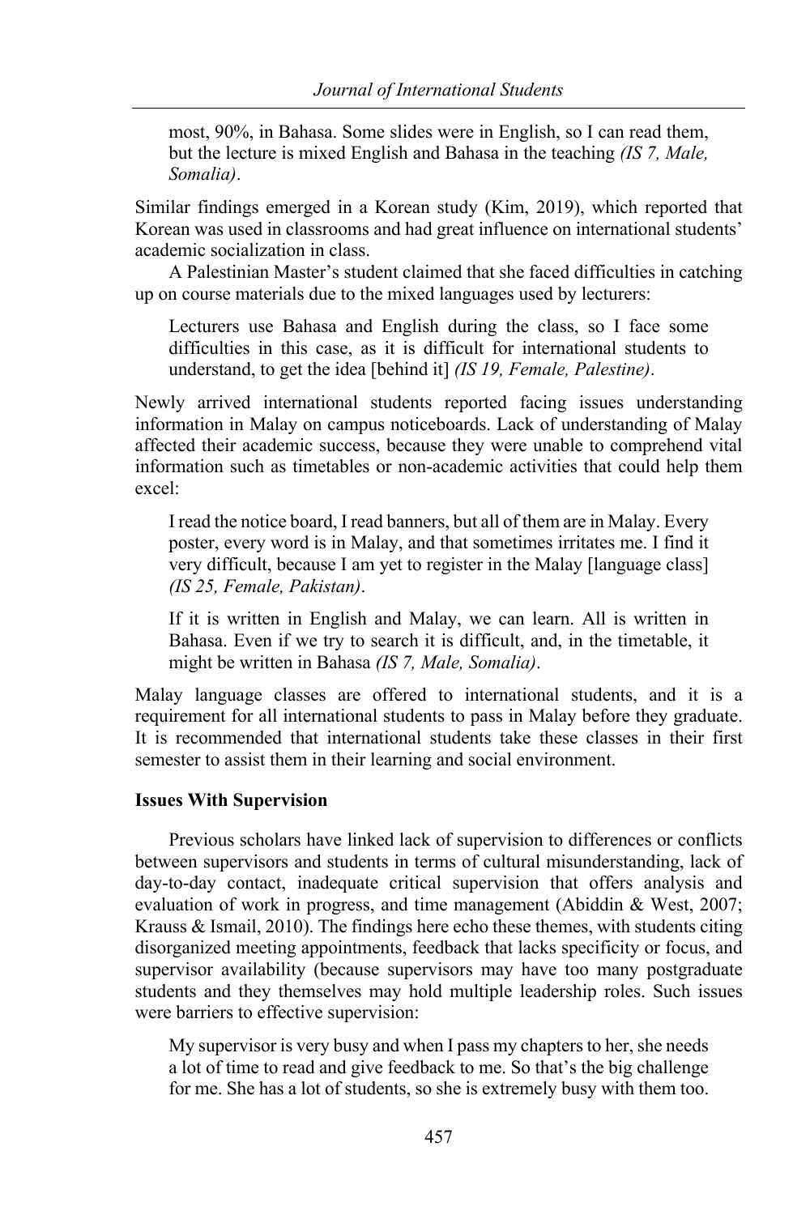> most, 90%, in Bahasa. Some slides were in English, so I can read them, but the lecture is mixed English and Bahasa in the teaching *(IS 7, Male, Somalia)*.

Similar findings emerged in a Korean study (Kim, 2019), which reported that Korean was used in classrooms and had great influence on international students' academic socialization in class.

A Palestinian Master's student claimed that she faced difficulties in catching up on course materials due to the mixed languages used by lecturers:

> Lecturers use Bahasa and English during the class, so I face some difficulties in this case, as it is difficult for international students to understand, to get the idea [behind it] *(IS 19, Female, Palestine)*.

Newly arrived international students reported facing issues understanding information in Malay on campus noticeboards. Lack of understanding of Malay affected their academic success, because they were unable to comprehend vital information such as timetables or non-academic activities that could help them excel:

> I read the notice board, I read banners, but all of them are in Malay. Every poster, every word is in Malay, and that sometimes irritates me. I find it very difficult, because I am yet to register in the Malay [language class] *(IS 25, Female, Pakistan)*.

> If it is written in English and Malay, we can learn. All is written in Bahasa. Even if we try to search it is difficult, and, in the timetable, it might be written in Bahasa *(IS 7, Male, Somalia)*.

Malay language classes are offered to international students, and it is a requirement for all international students to pass in Malay before they graduate. It is recommended that international students take these classes in their first semester to assist them in their learning and social environment.

**Issues With Supervision**

Previous scholars have linked lack of supervision to differences or conflicts between supervisors and students in terms of cultural misunderstanding, lack of day-to-day contact, inadequate critical supervision that offers analysis and evaluation of work in progress, and time management (Abiddin & West, 2007; Krauss & Ismail, 2010). The findings here echo these themes, with students citing disorganized meeting appointments, feedback that lacks specificity or focus, and supervisor availability (because supervisors may have too many postgraduate students and they themselves may hold multiple leadership roles. Such issues were barriers to effective supervision:

> My supervisor is very busy and when I pass my chapters to her, she needs a lot of time to read and give feedback to me. So that's the big challenge for me. She has a lot of students, so she is extremely busy with them too.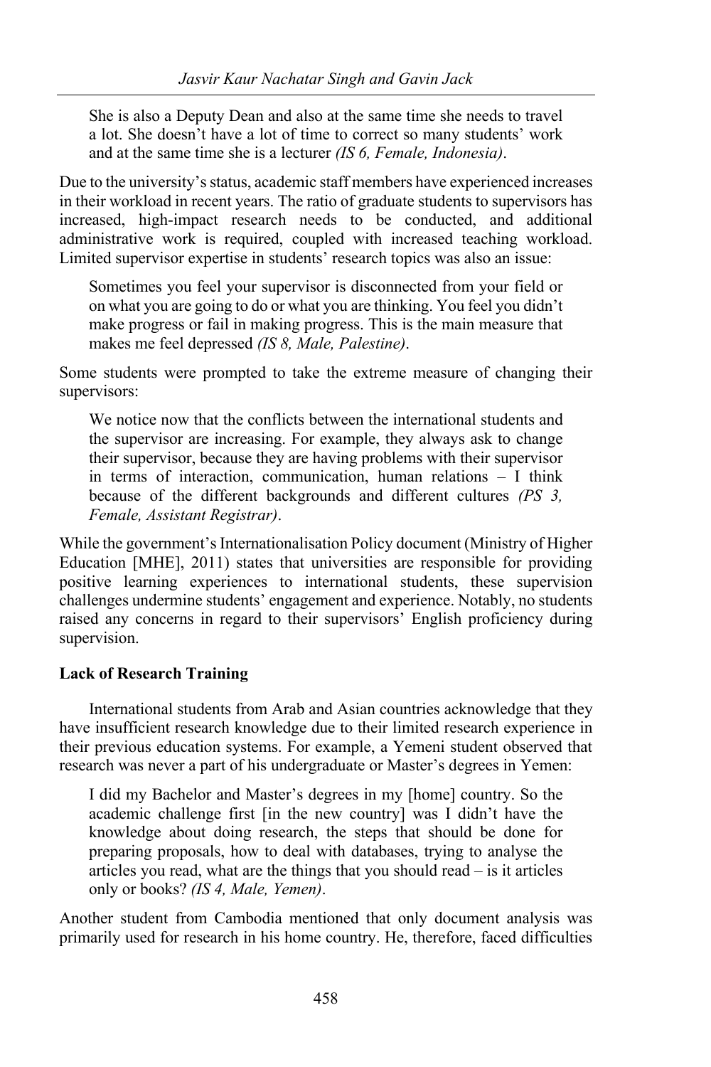> She is also a Deputy Dean and also at the same time she needs to travel a lot. She doesn't have a lot of time to correct so many students' work and at the same time she is a lecturer *(IS 6, Female, Indonesia)*.

Due to the university's status, academic staff members have experienced increases in their workload in recent years. The ratio of graduate students to supervisors has increased, high-impact research needs to be conducted, and additional administrative work is required, coupled with increased teaching workload. Limited supervisor expertise in students' research topics was also an issue:

> Sometimes you feel your supervisor is disconnected from your field or on what you are going to do or what you are thinking. You feel you didn't make progress or fail in making progress. This is the main measure that makes me feel depressed *(IS 8, Male, Palestine)*.

Some students were prompted to take the extreme measure of changing their supervisors:

> We notice now that the conflicts between the international students and the supervisor are increasing. For example, they always ask to change their supervisor, because they are having problems with their supervisor in terms of interaction, communication, human relations – I think because of the different backgrounds and different cultures *(PS 3, Female, Assistant Registrar)*.

While the government's Internationalisation Policy document (Ministry of Higher Education [MHE], 2011) states that universities are responsible for providing positive learning experiences to international students, these supervision challenges undermine students' engagement and experience. Notably, no students raised any concerns in regard to their supervisors' English proficiency during supervision.

**Lack of Research Training**

International students from Arab and Asian countries acknowledge that they have insufficient research knowledge due to their limited research experience in their previous education systems. For example, a Yemeni student observed that research was never a part of his undergraduate or Master's degrees in Yemen:

> I did my Bachelor and Master's degrees in my [home] country. So the academic challenge first [in the new country] was I didn't have the knowledge about doing research, the steps that should be done for preparing proposals, how to deal with databases, trying to analyse the articles you read, what are the things that you should read – is it articles only or books? *(IS 4, Male, Yemen)*.

Another student from Cambodia mentioned that only document analysis was primarily used for research in his home country. He, therefore, faced difficulties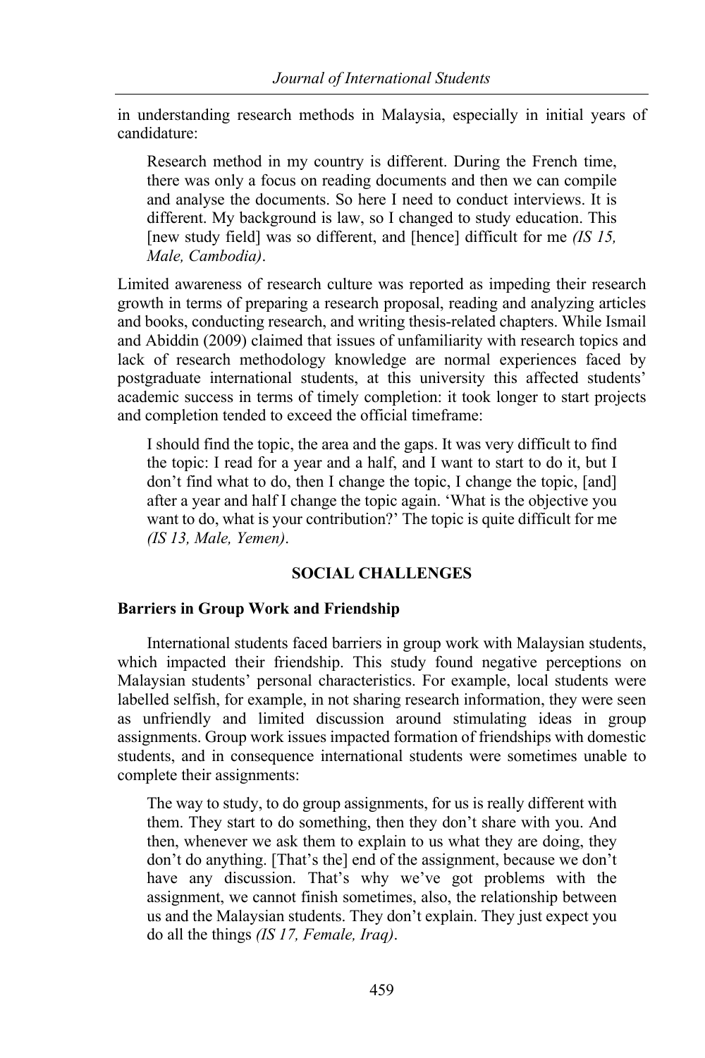in understanding research methods in Malaysia, especially in initial years of candidature:

> Research method in my country is different. During the French time, there was only a focus on reading documents and then we can compile and analyse the documents. So here I need to conduct interviews. It is different. My background is law, so I changed to study education. This [new study field] was so different, and [hence] difficult for me *(IS 15, Male, Cambodia)*.

Limited awareness of research culture was reported as impeding their research growth in terms of preparing a research proposal, reading and analyzing articles and books, conducting research, and writing thesis-related chapters. While Ismail and Abiddin (2009) claimed that issues of unfamiliarity with research topics and lack of research methodology knowledge are normal experiences faced by postgraduate international students, at this university this affected students' academic success in terms of timely completion: it took longer to start projects and completion tended to exceed the official timeframe:

> I should find the topic, the area and the gaps. It was very difficult to find the topic: I read for a year and a half, and I want to start to do it, but I don't find what to do, then I change the topic, I change the topic, [and] after a year and half I change the topic again. 'What is the objective you want to do, what is your contribution?' The topic is quite difficult for me *(IS 13, Male, Yemen)*.

## SOCIAL CHALLENGES

### Barriers in Group Work and Friendship

International students faced barriers in group work with Malaysian students, which impacted their friendship. This study found negative perceptions on Malaysian students' personal characteristics. For example, local students were labelled selfish, for example, in not sharing research information, they were seen as unfriendly and limited discussion around stimulating ideas in group assignments. Group work issues impacted formation of friendships with domestic students, and in consequence international students were sometimes unable to complete their assignments:

> The way to study, to do group assignments, for us is really different with them. They start to do something, then they don't share with you. And then, whenever we ask them to explain to us what they are doing, they don't do anything. [That's the] end of the assignment, because we don't have any discussion. That's why we've got problems with the assignment, we cannot finish sometimes, also, the relationship between us and the Malaysian students. They don't explain. They just expect you do all the things *(IS 17, Female, Iraq)*.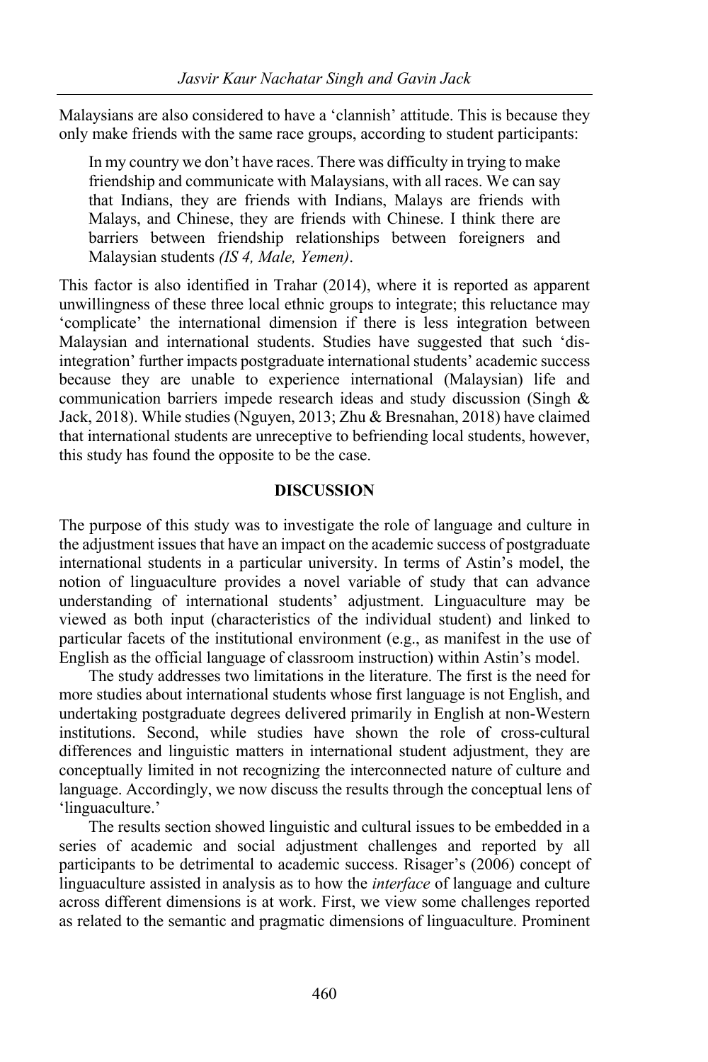Malaysians are also considered to have a 'clannish' attitude. This is because they only make friends with the same race groups, according to student participants:

> In my country we don't have races. There was difficulty in trying to make friendship and communicate with Malaysians, with all races. We can say that Indians, they are friends with Indians, Malays are friends with Malays, and Chinese, they are friends with Chinese. I think there are barriers between friendship relationships between foreigners and Malaysian students *(IS 4, Male, Yemen)*.

This factor is also identified in Trahar (2014), where it is reported as apparent unwillingness of these three local ethnic groups to integrate; this reluctance may 'complicate' the international dimension if there is less integration between Malaysian and international students. Studies have suggested that such 'dis-integration' further impacts postgraduate international students' academic success because they are unable to experience international (Malaysian) life and communication barriers impede research ideas and study discussion (Singh & Jack, 2018). While studies (Nguyen, 2013; Zhu & Bresnahan, 2018) have claimed that international students are unreceptive to befriending local students, however, this study has found the opposite to be the case.

## DISCUSSION

The purpose of this study was to investigate the role of language and culture in the adjustment issues that have an impact on the academic success of postgraduate international students in a particular university. In terms of Astin's model, the notion of linguaculture provides a novel variable of study that can advance understanding of international students' adjustment. Linguaculture may be viewed as both input (characteristics of the individual student) and linked to particular facets of the institutional environment (e.g., as manifest in the use of English as the official language of classroom instruction) within Astin's model.

The study addresses two limitations in the literature. The first is the need for more studies about international students whose first language is not English, and undertaking postgraduate degrees delivered primarily in English at non-Western institutions. Second, while studies have shown the role of cross-cultural differences and linguistic matters in international student adjustment, they are conceptually limited in not recognizing the interconnected nature of culture and language. Accordingly, we now discuss the results through the conceptual lens of 'linguaculture.'

The results section showed linguistic and cultural issues to be embedded in a series of academic and social adjustment challenges and reported by all participants to be detrimental to academic success. Risager's (2006) concept of linguaculture assisted in analysis as to how the *interface* of language and culture across different dimensions is at work. First, we view some challenges reported as related to the semantic and pragmatic dimensions of linguaculture. Prominent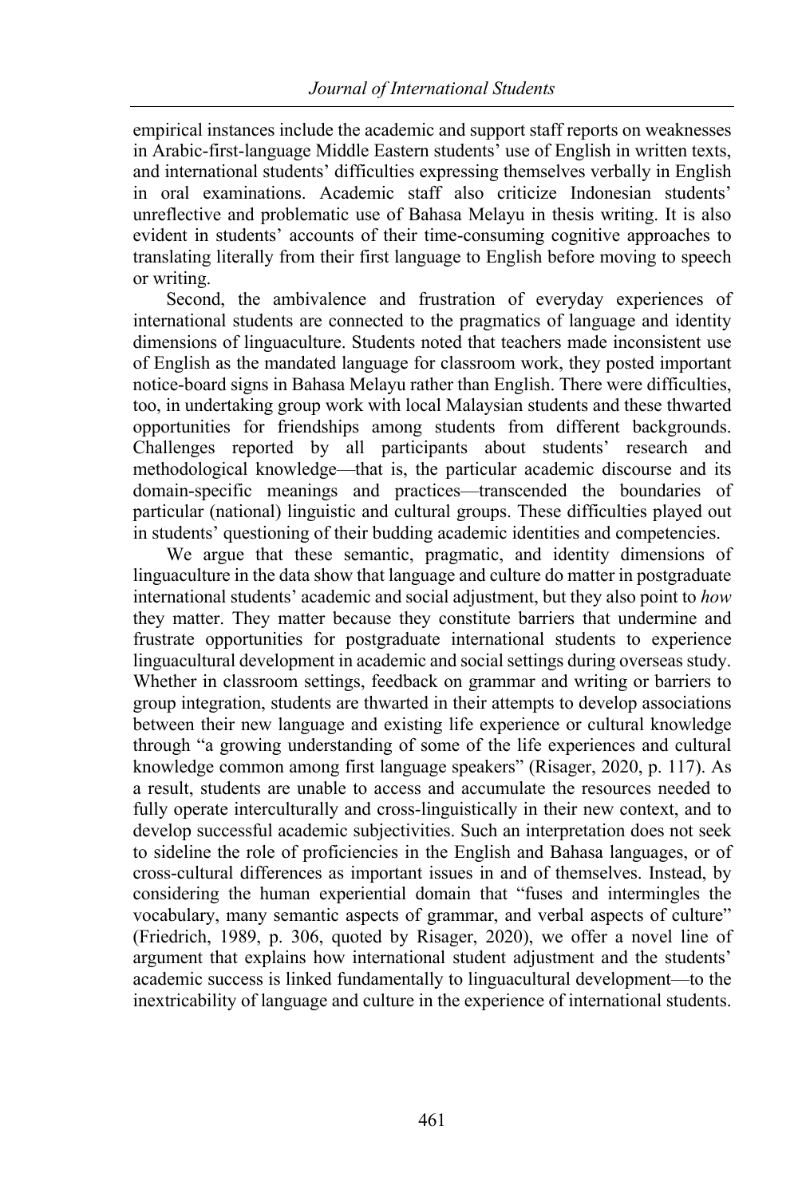empirical instances include the academic and support staff reports on weaknesses in Arabic-first-language Middle Eastern students' use of English in written texts, and international students' difficulties expressing themselves verbally in English in oral examinations. Academic staff also criticize Indonesian students' unreflective and problematic use of Bahasa Melayu in thesis writing. It is also evident in students' accounts of their time-consuming cognitive approaches to translating literally from their first language to English before moving to speech or writing.

Second, the ambivalence and frustration of everyday experiences of international students are connected to the pragmatics of language and identity dimensions of linguaculture. Students noted that teachers made inconsistent use of English as the mandated language for classroom work, they posted important notice-board signs in Bahasa Melayu rather than English. There were difficulties, too, in undertaking group work with local Malaysian students and these thwarted opportunities for friendships among students from different backgrounds. Challenges reported by all participants about students' research and methodological knowledge—that is, the particular academic discourse and its domain-specific meanings and practices—transcended the boundaries of particular (national) linguistic and cultural groups. These difficulties played out in students' questioning of their budding academic identities and competencies.

We argue that these semantic, pragmatic, and identity dimensions of linguaculture in the data show that language and culture do matter in postgraduate international students' academic and social adjustment, but they also point to *how* they matter. They matter because they constitute barriers that undermine and frustrate opportunities for postgraduate international students to experience linguacultural development in academic and social settings during overseas study. Whether in classroom settings, feedback on grammar and writing or barriers to group integration, students are thwarted in their attempts to develop associations between their new language and existing life experience or cultural knowledge through "a growing understanding of some of the life experiences and cultural knowledge common among first language speakers" (Risager, 2020, p. 117). As a result, students are unable to access and accumulate the resources needed to fully operate interculturally and cross-linguistically in their new context, and to develop successful academic subjectivities. Such an interpretation does not seek to sideline the role of proficiencies in the English and Bahasa languages, or of cross-cultural differences as important issues in and of themselves. Instead, by considering the human experiential domain that "fuses and intermingles the vocabulary, many semantic aspects of grammar, and verbal aspects of culture" (Friedrich, 1989, p. 306, quoted by Risager, 2020), we offer a novel line of argument that explains how international student adjustment and the students' academic success is linked fundamentally to linguacultural development—to the inextricability of language and culture in the experience of international students.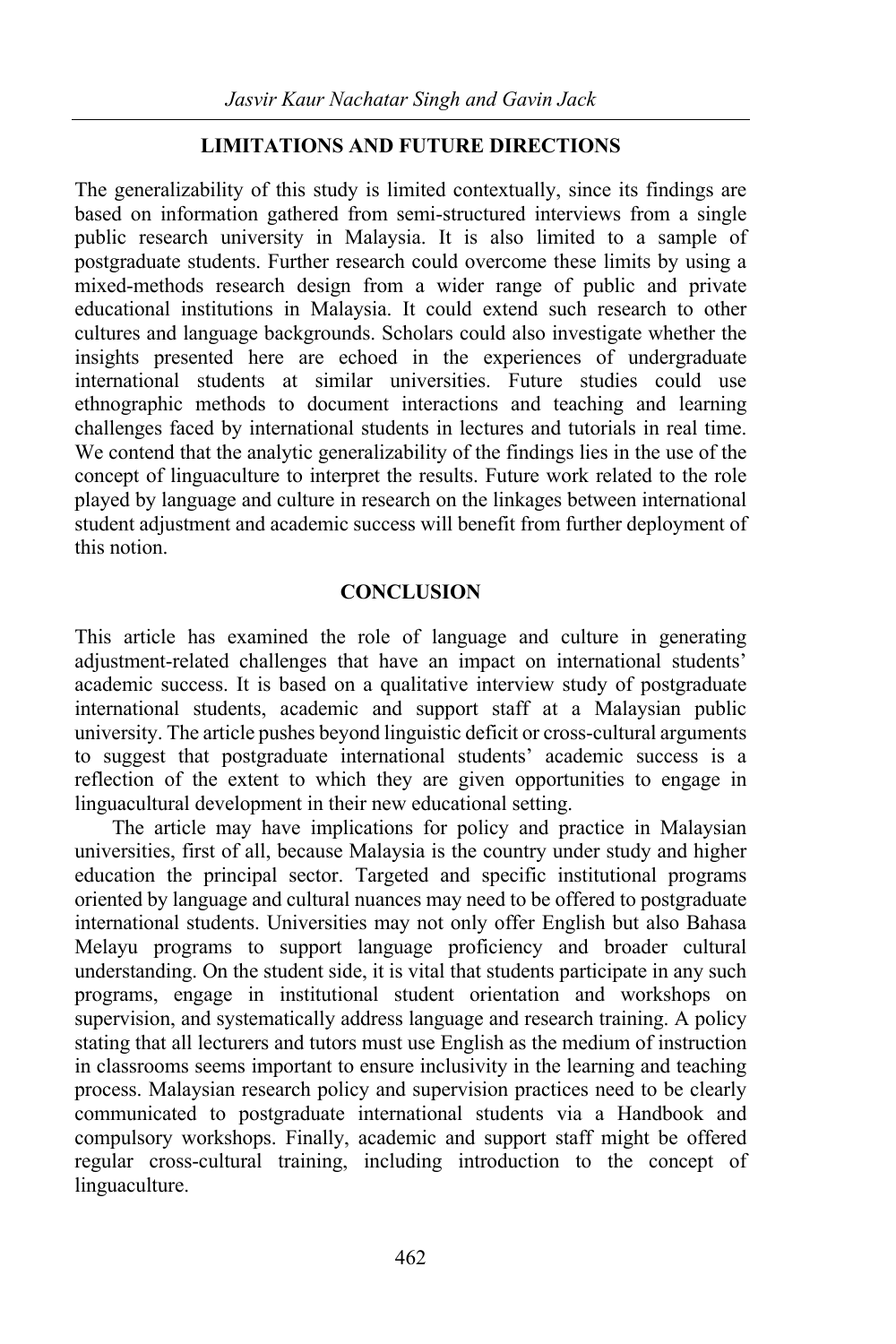## LIMITATIONS AND FUTURE DIRECTIONS

The generalizability of this study is limited contextually, since its findings are based on information gathered from semi-structured interviews from a single public research university in Malaysia. It is also limited to a sample of postgraduate students. Further research could overcome these limits by using a mixed-methods research design from a wider range of public and private educational institutions in Malaysia. It could extend such research to other cultures and language backgrounds. Scholars could also investigate whether the insights presented here are echoed in the experiences of undergraduate international students at similar universities. Future studies could use ethnographic methods to document interactions and teaching and learning challenges faced by international students in lectures and tutorials in real time. We contend that the analytic generalizability of the findings lies in the use of the concept of linguaculture to interpret the results. Future work related to the role played by language and culture in research on the linkages between international student adjustment and academic success will benefit from further deployment of this notion.

## CONCLUSION

This article has examined the role of language and culture in generating adjustment-related challenges that have an impact on international students' academic success. It is based on a qualitative interview study of postgraduate international students, academic and support staff at a Malaysian public university. The article pushes beyond linguistic deficit or cross-cultural arguments to suggest that postgraduate international students' academic success is a reflection of the extent to which they are given opportunities to engage in linguacultural development in their new educational setting.

The article may have implications for policy and practice in Malaysian universities, first of all, because Malaysia is the country under study and higher education the principal sector. Targeted and specific institutional programs oriented by language and cultural nuances may need to be offered to postgraduate international students. Universities may not only offer English but also Bahasa Melayu programs to support language proficiency and broader cultural understanding. On the student side, it is vital that students participate in any such programs, engage in institutional student orientation and workshops on supervision, and systematically address language and research training. A policy stating that all lecturers and tutors must use English as the medium of instruction in classrooms seems important to ensure inclusivity in the learning and teaching process. Malaysian research policy and supervision practices need to be clearly communicated to postgraduate international students via a Handbook and compulsory workshops. Finally, academic and support staff might be offered regular cross-cultural training, including introduction to the concept of linguaculture.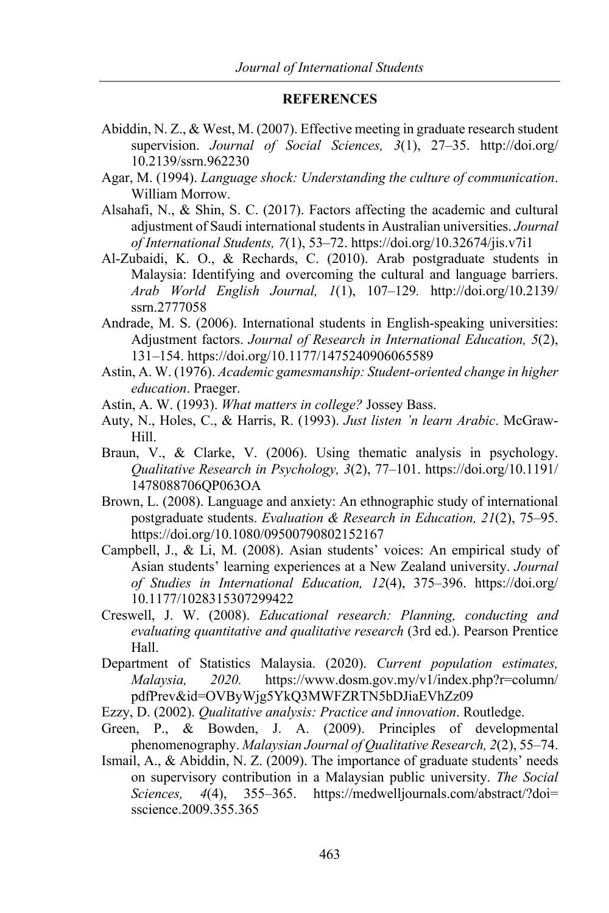## REFERENCES

Abiddin, N. Z., & West, M. (2007). Effective meeting in graduate research student supervision. *Journal of Social Sciences, 3*(1), 27–35. http://doi.org/10.2139/ssrn.962230

Agar, M. (1994). *Language shock: Understanding the culture of communication*. William Morrow.

Alsahafi, N., & Shin, S. C. (2017). Factors affecting the academic and cultural adjustment of Saudi international students in Australian universities. *Journal of International Students, 7*(1), 53–72. https://doi.org/10.32674/jis.v7i1

Al-Zubaidi, K. O., & Rechards, C. (2010). Arab postgraduate students in Malaysia: Identifying and overcoming the cultural and language barriers. *Arab World English Journal, 1*(1), 107–129. http://doi.org/10.2139/ssrn.2777058

Andrade, M. S. (2006). International students in English-speaking universities: Adjustment factors. *Journal of Research in International Education, 5*(2), 131–154. https://doi.org/10.1177/1475240906065589

Astin, A. W. (1976). *Academic gamesmanship: Student-oriented change in higher education*. Praeger.

Astin, A. W. (1993). *What matters in college?* Jossey Bass.

Auty, N., Holes, C., & Harris, R. (1993). *Just listen 'n learn Arabic*. McGraw-Hill.

Braun, V., & Clarke, V. (2006). Using thematic analysis in psychology. *Qualitative Research in Psychology, 3*(2), 77–101. https://doi.org/10.1191/1478088706QP063OA

Brown, L. (2008). Language and anxiety: An ethnographic study of international postgraduate students. *Evaluation & Research in Education, 21*(2), 75–95. https://doi.org/10.1080/09500790802152167

Campbell, J., & Li, M. (2008). Asian students' voices: An empirical study of Asian students' learning experiences at a New Zealand university. *Journal of Studies in International Education, 12*(4), 375–396. https://doi.org/10.1177/1028315307299422

Creswell, J. W. (2008). *Educational research: Planning, conducting and evaluating quantitative and qualitative research* (3rd ed.). Pearson Prentice Hall.

Department of Statistics Malaysia. (2020). *Current population estimates, Malaysia, 2020.* https://www.dosm.gov.my/v1/index.php?r=column/pdfPrev&id=OVByWjg5YkQ3MWFZRTN5bDJiaEVhZz09

Ezzy, D. (2002). *Qualitative analysis: Practice and innovation*. Routledge.

Green, P., & Bowden, J. A. (2009). Principles of developmental phenomenography. *Malaysian Journal of Qualitative Research, 2*(2), 55–74.

Ismail, A., & Abiddin, N. Z. (2009). The importance of graduate students' needs on supervisory contribution in a Malaysian public university. *The Social Sciences, 4*(4), 355–365. https://medwelljournals.com/abstract/?doi=sscience.2009.355.365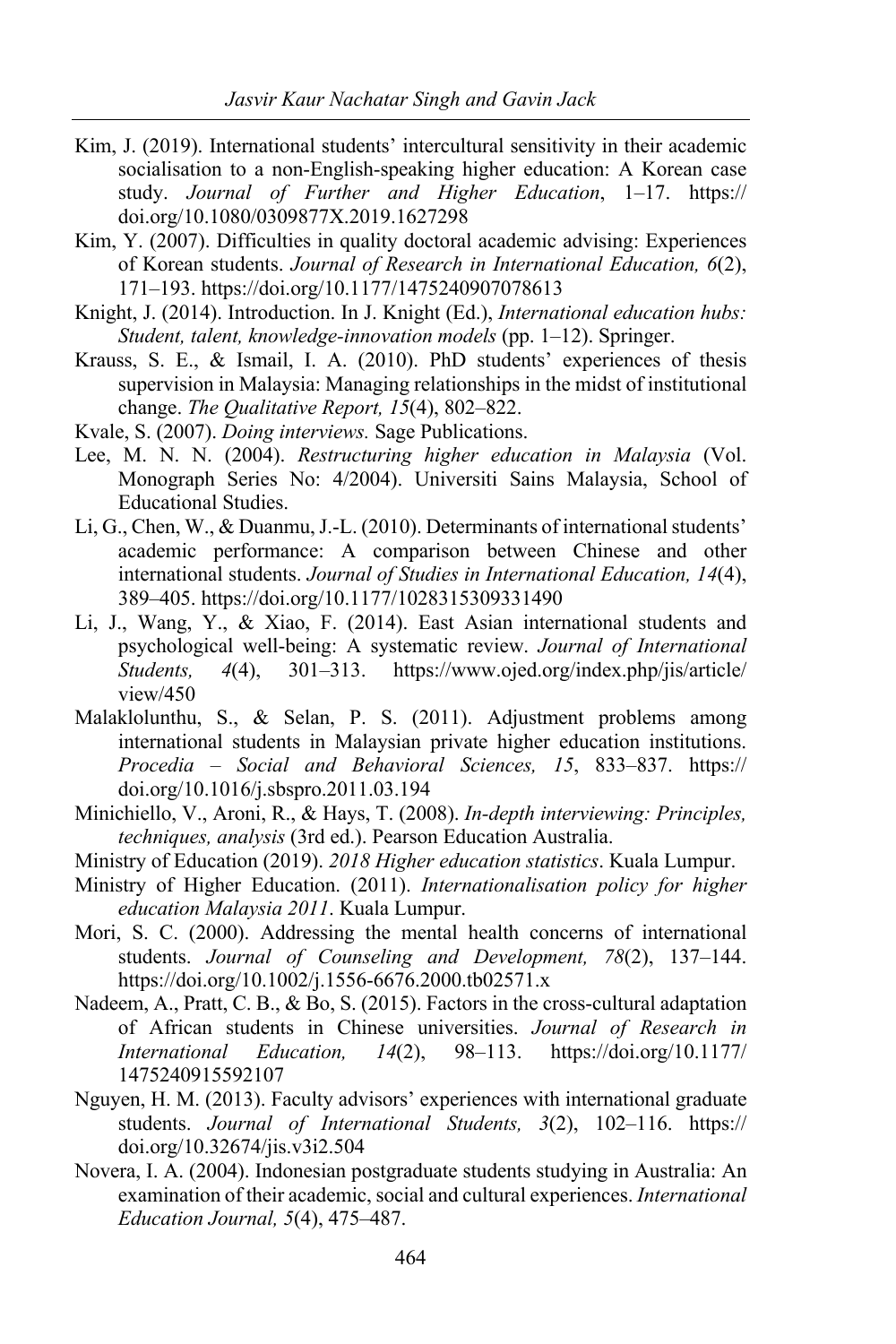Kim, J. (2019). International students' intercultural sensitivity in their academic socialisation to a non-English-speaking higher education: A Korean case study. *Journal of Further and Higher Education*, 1–17. https://doi.org/10.1080/0309877X.2019.1627298

Kim, Y. (2007). Difficulties in quality doctoral academic advising: Experiences of Korean students. *Journal of Research in International Education, 6*(2), 171–193. https://doi.org/10.1177/1475240907078613

Knight, J. (2014). Introduction. In J. Knight (Ed.), *International education hubs: Student, talent, knowledge-innovation models* (pp. 1–12). Springer.

Krauss, S. E., & Ismail, I. A. (2010). PhD students' experiences of thesis supervision in Malaysia: Managing relationships in the midst of institutional change. *The Qualitative Report, 15*(4), 802–822.

Kvale, S. (2007). *Doing interviews.* Sage Publications.

Lee, M. N. N. (2004). *Restructuring higher education in Malaysia* (Vol. Monograph Series No: 4/2004). Universiti Sains Malaysia, School of Educational Studies.

Li, G., Chen, W., & Duanmu, J.-L. (2010). Determinants of international students' academic performance: A comparison between Chinese and other international students. *Journal of Studies in International Education, 14*(4), 389–405. https://doi.org/10.1177/1028315309331490

Li, J., Wang, Y., & Xiao, F. (2014). East Asian international students and psychological well-being: A systematic review. *Journal of International Students, 4*(4), 301–313. https://www.ojed.org/index.php/jis/article/view/450

Malaklolunthu, S., & Selan, P. S. (2011). Adjustment problems among international students in Malaysian private higher education institutions. *Procedia – Social and Behavioral Sciences, 15*, 833–837. https://doi.org/10.1016/j.sbspro.2011.03.194

Minichiello, V., Aroni, R., & Hays, T. (2008). *In-depth interviewing: Principles, techniques, analysis* (3rd ed.). Pearson Education Australia.

Ministry of Education (2019). *2018 Higher education statistics*. Kuala Lumpur.

Ministry of Higher Education. (2011). *Internationalisation policy for higher education Malaysia 2011*. Kuala Lumpur.

Mori, S. C. (2000). Addressing the mental health concerns of international students. *Journal of Counseling and Development, 78*(2), 137–144. https://doi.org/10.1002/j.1556-6676.2000.tb02571.x

Nadeem, A., Pratt, C. B., & Bo, S. (2015). Factors in the cross-cultural adaptation of African students in Chinese universities. *Journal of Research in International Education, 14*(2), 98–113. https://doi.org/10.1177/1475240915592107

Nguyen, H. M. (2013). Faculty advisors' experiences with international graduate students. *Journal of International Students, 3*(2), 102–116. https://doi.org/10.32674/jis.v3i2.504

Novera, I. A. (2004). Indonesian postgraduate students studying in Australia: An examination of their academic, social and cultural experiences. *International Education Journal, 5*(4), 475–487.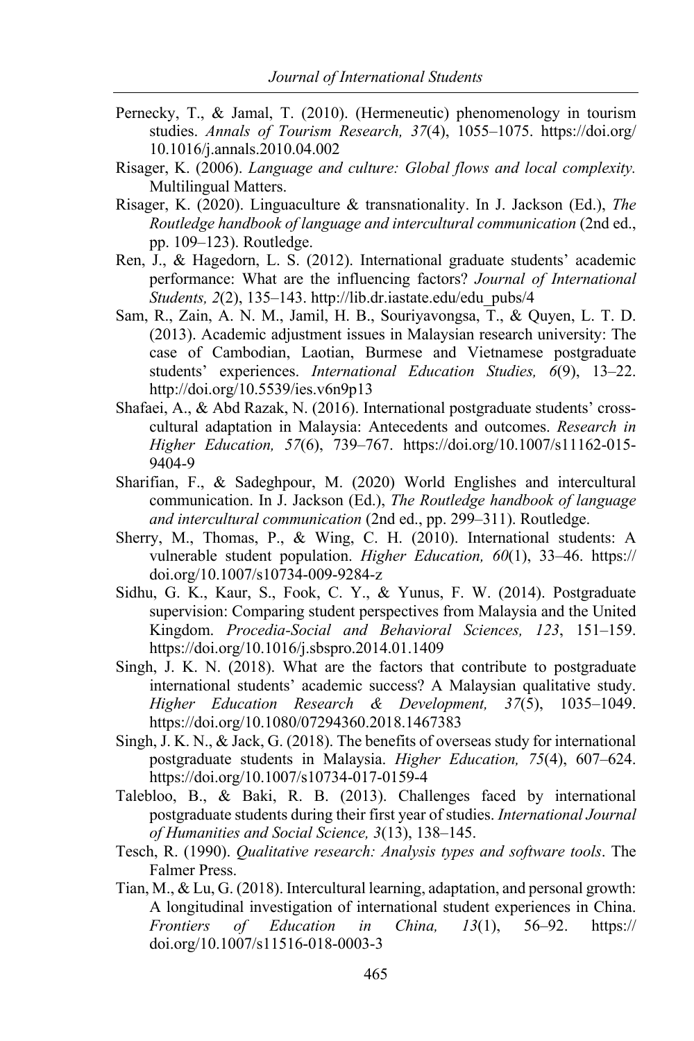Pernecky, T., & Jamal, T. (2010). (Hermeneutic) phenomenology in tourism studies. *Annals of Tourism Research, 37*(4), 1055–1075. https://doi.org/10.1016/j.annals.2010.04.002

Risager, K. (2006). *Language and culture: Global flows and local complexity.* Multilingual Matters.

Risager, K. (2020). Linguaculture & transnationality. In J. Jackson (Ed.), *The Routledge handbook of language and intercultural communication* (2nd ed., pp. 109–123). Routledge.

Ren, J., & Hagedorn, L. S. (2012). International graduate students' academic performance: What are the influencing factors? *Journal of International Students, 2*(2), 135–143. http://lib.dr.iastate.edu/edu_pubs/4

Sam, R., Zain, A. N. M., Jamil, H. B., Souriyavongsa, T., & Quyen, L. T. D. (2013). Academic adjustment issues in Malaysian research university: The case of Cambodian, Laotian, Burmese and Vietnamese postgraduate students' experiences. *International Education Studies, 6*(9), 13–22. http://doi.org/10.5539/ies.v6n9p13

Shafaei, A., & Abd Razak, N. (2016). International postgraduate students' cross-cultural adaptation in Malaysia: Antecedents and outcomes. *Research in Higher Education, 57*(6), 739–767. https://doi.org/10.1007/s11162-015-9404-9

Sharifian, F., & Sadeghpour, M. (2020) World Englishes and intercultural communication. In J. Jackson (Ed.), *The Routledge handbook of language and intercultural communication* (2nd ed., pp. 299–311). Routledge.

Sherry, M., Thomas, P., & Wing, C. H. (2010). International students: A vulnerable student population. *Higher Education, 60*(1), 33–46. https://doi.org/10.1007/s10734-009-9284-z

Sidhu, G. K., Kaur, S., Fook, C. Y., & Yunus, F. W. (2014). Postgraduate supervision: Comparing student perspectives from Malaysia and the United Kingdom. *Procedia-Social and Behavioral Sciences, 123*, 151–159. https://doi.org/10.1016/j.sbspro.2014.01.1409

Singh, J. K. N. (2018). What are the factors that contribute to postgraduate international students' academic success? A Malaysian qualitative study. *Higher Education Research & Development, 37*(5), 1035–1049. https://doi.org/10.1080/07294360.2018.1467383

Singh, J. K. N., & Jack, G. (2018). The benefits of overseas study for international postgraduate students in Malaysia. *Higher Education, 75*(4), 607–624. https://doi.org/10.1007/s10734-017-0159-4

Talebloo, B., & Baki, R. B. (2013). Challenges faced by international postgraduate students during their first year of studies. *International Journal of Humanities and Social Science, 3*(13), 138–145.

Tesch, R. (1990). *Qualitative research: Analysis types and software tools*. The Falmer Press.

Tian, M., & Lu, G. (2018). Intercultural learning, adaptation, and personal growth: A longitudinal investigation of international student experiences in China. *Frontiers of Education in China, 13*(1), 56–92. https://doi.org/10.1007/s11516-018-0003-3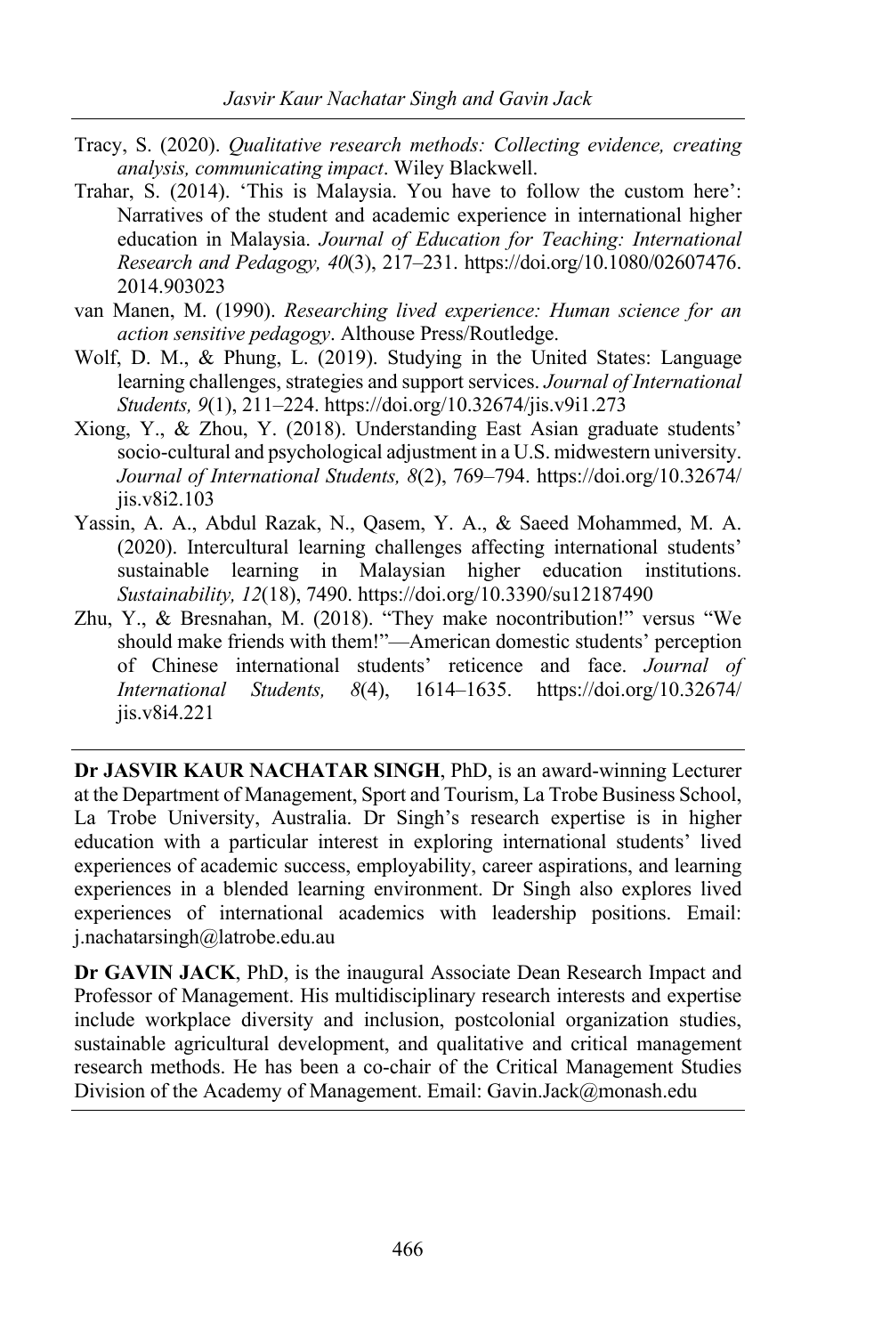Tracy, S. (2020). *Qualitative research methods: Collecting evidence, creating analysis, communicating impact*. Wiley Blackwell.

Trahar, S. (2014). 'This is Malaysia. You have to follow the custom here': Narratives of the student and academic experience in international higher education in Malaysia. *Journal of Education for Teaching: International Research and Pedagogy, 40*(3), 217–231. https://doi.org/10.1080/02607476.2014.903023

van Manen, M. (1990). *Researching lived experience: Human science for an action sensitive pedagogy*. Althouse Press/Routledge.

Wolf, D. M., & Phung, L. (2019). Studying in the United States: Language learning challenges, strategies and support services. *Journal of International Students, 9*(1), 211–224. https://doi.org/10.32674/jis.v9i1.273

Xiong, Y., & Zhou, Y. (2018). Understanding East Asian graduate students' socio-cultural and psychological adjustment in a U.S. midwestern university. *Journal of International Students, 8*(2), 769–794. https://doi.org/10.32674/jis.v8i2.103

Yassin, A. A., Abdul Razak, N., Qasem, Y. A., & Saeed Mohammed, M. A. (2020). Intercultural learning challenges affecting international students' sustainable learning in Malaysian higher education institutions. *Sustainability, 12*(18), 7490. https://doi.org/10.3390/su12187490

Zhu, Y., & Bresnahan, M. (2018). "They make nocontribution!" versus "We should make friends with them!"—American domestic students' perception of Chinese international students' reticence and face. *Journal of International Students, 8*(4), 1614–1635. https://doi.org/10.32674/jis.v8i4.221

---

**Dr JASVIR KAUR NACHATAR SINGH**, PhD, is an award-winning Lecturer at the Department of Management, Sport and Tourism, La Trobe Business School, La Trobe University, Australia. Dr Singh's research expertise is in higher education with a particular interest in exploring international students' lived experiences of academic success, employability, career aspirations, and learning experiences in a blended learning environment. Dr Singh also explores lived experiences of international academics with leadership positions. Email: j.nachatarsingh@latrobe.edu.au

**Dr GAVIN JACK**, PhD, is the inaugural Associate Dean Research Impact and Professor of Management. His multidisciplinary research interests and expertise include workplace diversity and inclusion, postcolonial organization studies, sustainable agricultural development, and qualitative and critical management research methods. He has been a co-chair of the Critical Management Studies Division of the Academy of Management. Email: Gavin.Jack@monash.edu